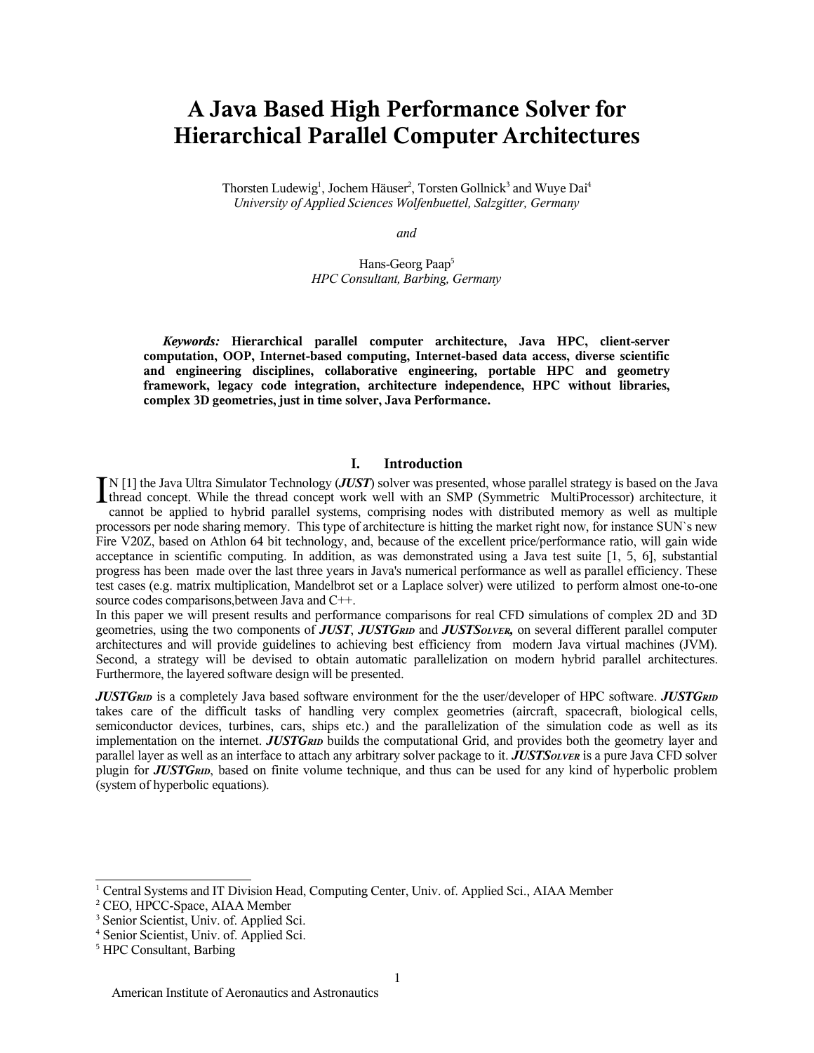# A Java Based High Performance Solver for Hierarchical Parallel Computer Architectures

Thorsten Ludewig[1], Jochem Häuser[2], Torsten Gollnick[3] and Wuye Dai[4]
*University of Applied Sciences Wolfenbuettel, Salzgitter, Germany*

*and*

Hans-Georg Paap[5]
*HPC Consultant, Barbing, Germany*

***Keywords:*** **Hierarchical parallel computer architecture, Java HPC, client-server computation, OOP, Internet-based computing, Internet-based data access, diverse scientific and engineering disciplines, collaborative engineering, portable HPC and geometry framework, legacy code integration, architecture independence, HPC without libraries, complex 3D geometries, just in time solver, Java Performance.**

## I. Introduction

IN [1] the Java Ultra Simulator Technology (***JUST***) solver was presented, whose parallel strategy is based on the Java thread concept. While the thread concept work well with an SMP (Symmetric MultiProcessor) architecture, it cannot be applied to hybrid parallel systems, comprising nodes with distributed memory as well as multiple processors per node sharing memory. This type of architecture is hitting the market right now, for instance SUN`s new Fire V20Z, based on Athlon 64 bit technology, and, because of the excellent price/performance ratio, will gain wide acceptance in scientific computing. In addition, as was demonstrated using a Java test suite [1, 5, 6], substantial progress has been made over the last three years in Java's numerical performance as well as parallel efficiency. These test cases (e.g. matrix multiplication, Mandelbrot set or a Laplace solver) were utilized to perform almost one-to-one source codes comparisons,between Java and C++.

In this paper we will present results and performance comparisons for real CFD simulations of complex 2D and 3D geometries, using the two components of ***JUST***, ***JUSTGRID*** and ***JUSTSOLVER,*** on several different parallel computer architectures and will provide guidelines to achieving best efficiency from modern Java virtual machines (JVM). Second, a strategy will be devised to obtain automatic parallelization on modern hybrid parallel architectures. Furthermore, the layered software design will be presented.

***JUSTGRID*** is a completely Java based software environment for the the user/developer of HPC software. ***JUSTGRID*** takes care of the difficult tasks of handling very complex geometries (aircraft, spacecraft, biological cells, semiconductor devices, turbines, cars, ships etc.) and the parallelization of the simulation code as well as its implementation on the internet. ***JUSTGRID*** builds the computational Grid, and provides both the geometry layer and parallel layer as well as an interface to attach any arbitrary solver package to it. ***JUSTSOLVER*** is a pure Java CFD solver plugin for ***JUSTGRID***, based on finite volume technique, and thus can be used for any kind of hyperbolic problem (system of hyperbolic equations).

---

[1] Central Systems and IT Division Head, Computing Center, Univ. of. Applied Sci., AIAA Member
[2] CEO, HPCC-Space, AIAA Member
[3] Senior Scientist, Univ. of. Applied Sci.
[4] Senior Scientist, Univ. of. Applied Sci.
[5] HPC Consultant, Barbing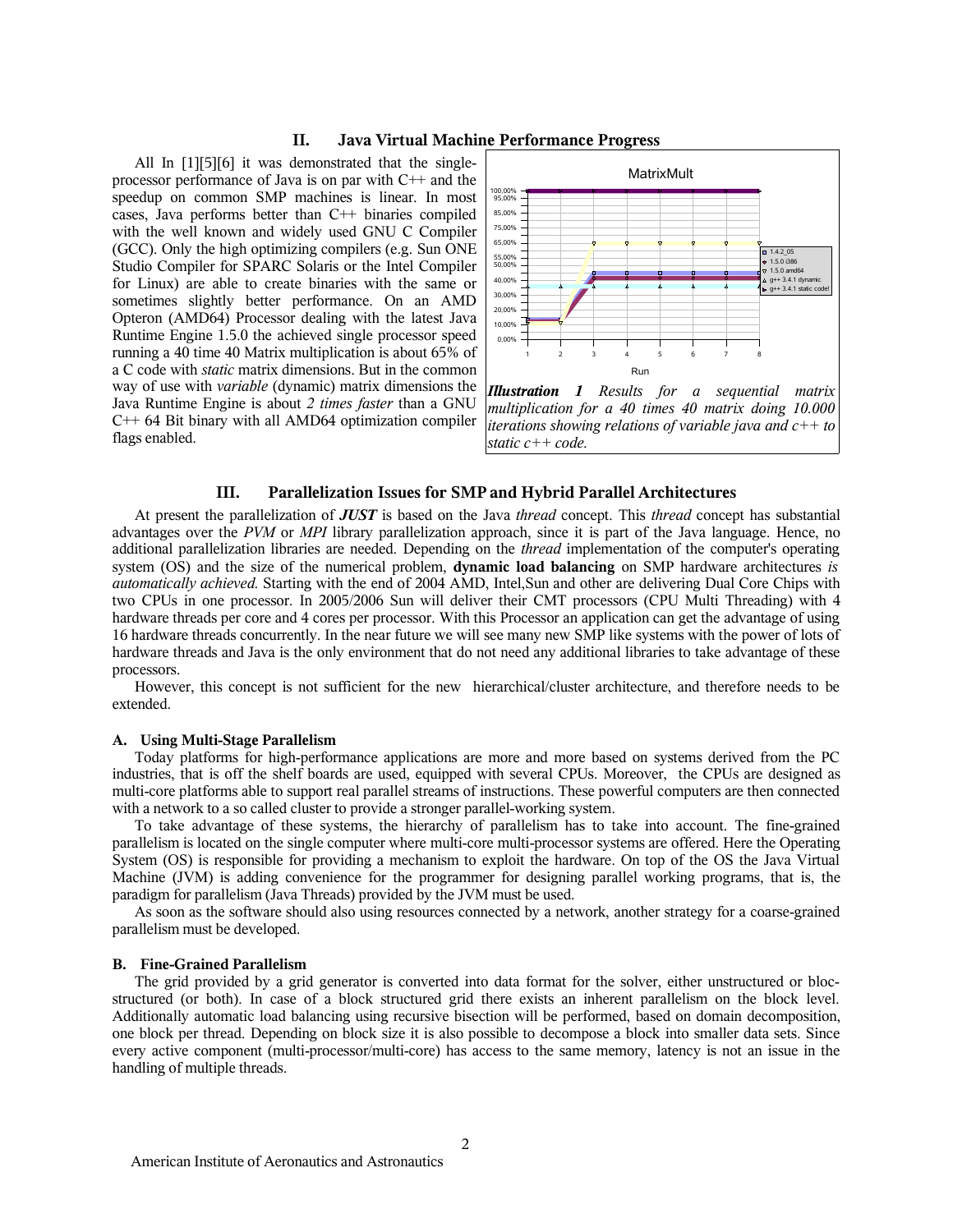## II. Java Virtual Machine Performance Progress

All In [1][5][6] it was demonstrated that the single-processor performance of Java is on par with C++ and the speedup on common SMP machines is linear. In most cases, Java performs better than C++ binaries compiled with the well known and widely used GNU C Compiler (GCC). Only the high optimizing compilers (e.g. Sun ONE Studio Compiler for SPARC Solaris or the Intel Compiler for Linux) are able to create binaries with the same or sometimes slightly better performance. On an AMD Opteron (AMD64) Processor dealing with the latest Java Runtime Engine 1.5.0 the achieved single processor speed running a 40 time 40 Matrix multiplication is about 65% of a C code with *static* matrix dimensions. But in the common way of use with *variable* (dynamic) matrix dimensions the Java Runtime Engine is about *2 times faster* than a GNU C++ 64 Bit binary with all AMD64 optimization compiler flags enabled.

***Illustration 1*** *Results for a sequential matrix multiplication for a 40 times 40 matrix doing 10.000 iterations showing relations of variable java and c++ to static c++ code.*

## III. Parallelization Issues for SMP and Hybrid Parallel Architectures

At present the parallelization of ***JUST*** is based on the Java *thread* concept. This *thread* concept has substantial advantages over the *PVM* or *MPI* library parallelization approach, since it is part of the Java language. Hence, no additional parallelization libraries are needed. Depending on the *thread* implementation of the computer's operating system (OS) and the size of the numerical problem, **dynamic load balancing** on SMP hardware architectures *is automatically achieved.* Starting with the end of 2004 AMD, Intel,Sun and other are delivering Dual Core Chips with two CPUs in one processor. In 2005/2006 Sun will deliver their CMT processors (CPU Multi Threading) with 4 hardware threads per core and 4 cores per processor. With this Processor an application can get the advantage of using 16 hardware threads concurrently. In the near future we will see many new SMP like systems with the power of lots of hardware threads and Java is the only environment that do not need any additional libraries to take advantage of these processors.

However, this concept is not sufficient for the new hierarchical/cluster architecture, and therefore needs to be extended.

### A. Using Multi-Stage Parallelism

Today platforms for high-performance applications are more and more based on systems derived from the PC industries, that is off the shelf boards are used, equipped with several CPUs. Moreover, the CPUs are designed as multi-core platforms able to support real parallel streams of instructions. These powerful computers are then connected with a network to a so called cluster to provide a stronger parallel-working system.

To take advantage of these systems, the hierarchy of parallelism has to take into account. The fine-grained parallelism is located on the single computer where multi-core multi-processor systems are offered. Here the Operating System (OS) is responsible for providing a mechanism to exploit the hardware. On top of the OS the Java Virtual Machine (JVM) is adding convenience for the programmer for designing parallel working programs, that is, the paradigm for parallelism (Java Threads) provided by the JVM must be used.

As soon as the software should also using resources connected by a network, another strategy for a coarse-grained parallelism must be developed.

### B. Fine-Grained Parallelism

The grid provided by a grid generator is converted into data format for the solver, either unstructured or bloc-structured (or both). In case of a block structured grid there exists an inherent parallelism on the block level. Additionally automatic load balancing using recursive bisection will be performed, based on domain decomposition, one block per thread. Depending on block size it is also possible to decompose a block into smaller data sets. Since every active component (multi-processor/multi-core) has access to the same memory, latency is not an issue in the handling of multiple threads.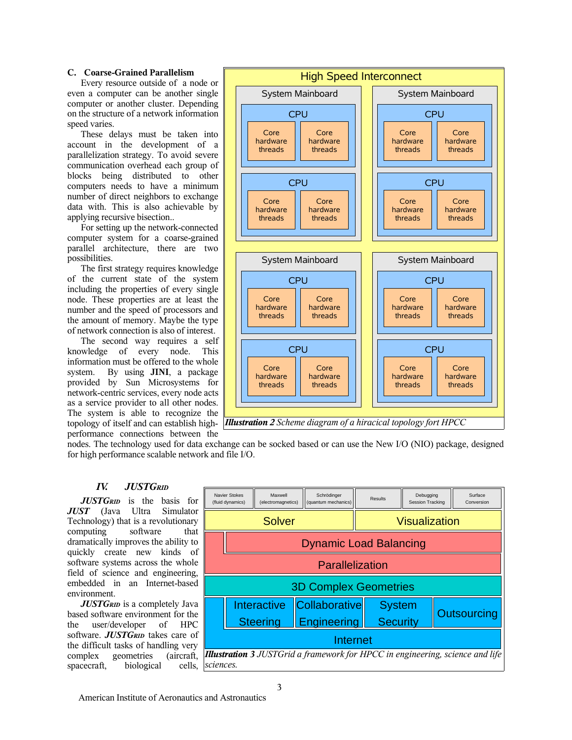### C. Coarse-Grained Parallelism

Every resource outside of a node or even a computer can be another single computer or another cluster. Depending on the structure of a network information speed varies.

These delays must be taken into account in the development of a parallelization strategy. To avoid severe communication overhead each group of blocks being distributed to other computers needs to have a minimum number of direct neighbors to exchange data with. This is also achievable by applying recursive bisection..

For setting up the network-connected computer system for a coarse-grained parallel architecture, there are two possibilities.

The first strategy requires knowledge of the current state of the system including the properties of every single node. These properties are at least the number and the speed of processors and the amount of memory. Maybe the type of network connection is also of interest.

The second way requires a self knowledge of every node. This information must be offered to the whole system. By using **JINI**, a package provided by Sun Microsystems for network-centric services, every node acts as a service provider to all other nodes. The system is able to recognize the topology of itself and can establish high-performance connections between the nodes. The technology used for data exchange can be socked based or can use the New I/O (NIO) package, designed for high performance scalable network and file I/O.

High Speed Interconnect

System Mainboard | System Mainboard | System Mainboard | System Mainboard

CPU — Core hardware threads, Core hardware threads (two CPUs per mainboard)

***Illustration 2*** *Scheme diagram of a hiracical topology fort HPCC*

## IV. *JUSTGrid*

***JUSTGrid*** is the basis for ***JUST*** (Java Ultra Simulator Technology) that is a revolutionary computing software that dramatically improves the ability to quickly create new kinds of software systems across the whole field of science and engineering, embedded in an Internet-based environment.

***JUSTGrid*** is a completely Java based software environment for the the user/developer of HPC software. ***JUSTGrid*** takes care of the difficult tasks of handling very complex geometries (aircraft, spacecraft, biological cells,

Navier Stokes (fluid dynamics) | Maxwell (electromagnetics) | Schrödinger (quantum mechanics) | Results | Debugging Session Tracking | Surface Conversion

Solver | Visualization

Dynamic Load Balancing

Parallelization

3D Complex Geometries

Interactive Steering | Collaborative Engineering | System Security | Outsourcing

Internet

***Illustration 3*** *JUSTGrid a framework for HPCC in engineering, science and life sciences.*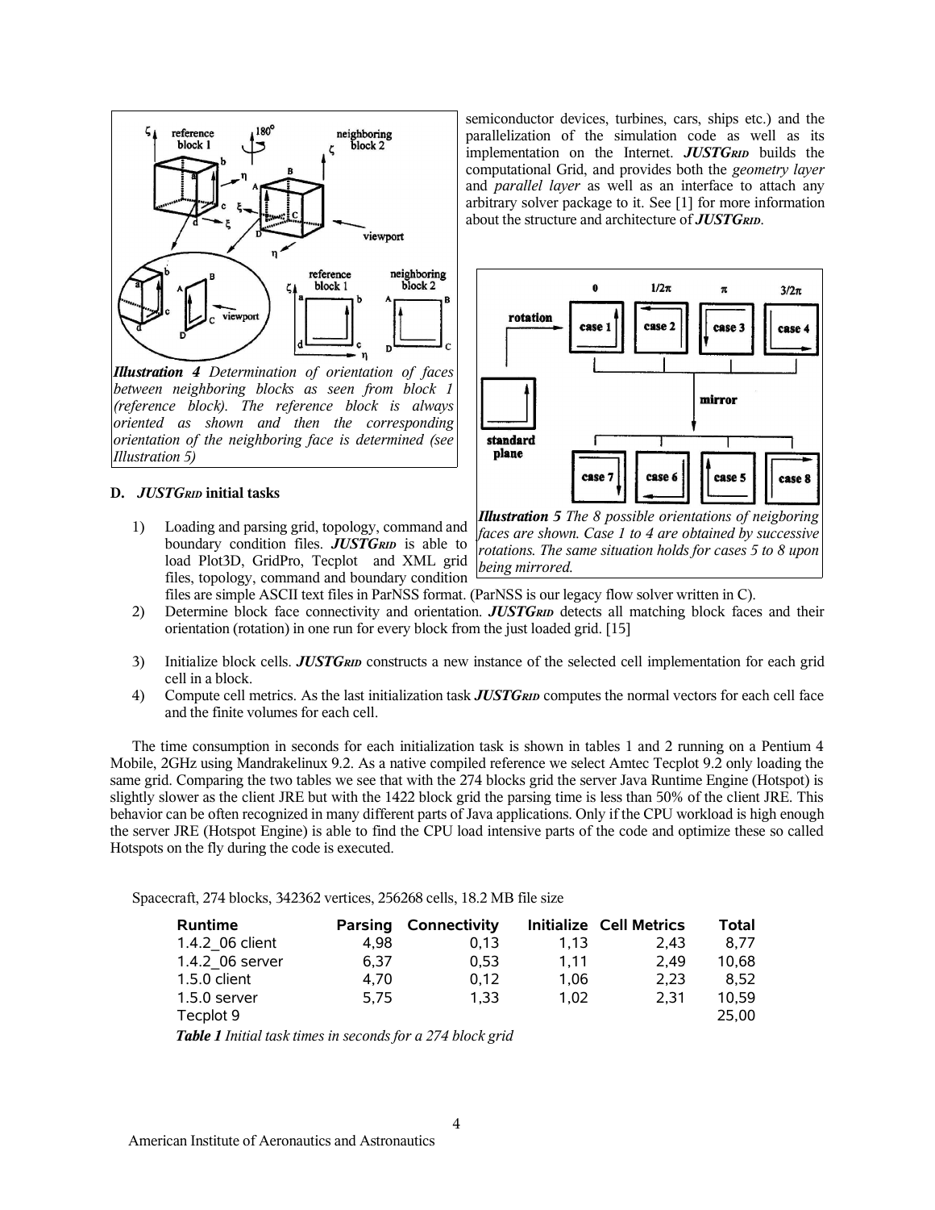*Illustration 4 Determination of orientation of faces between neighboring blocks as seen from block 1 (reference block). The reference block is always oriented as shown and then the corresponding orientation of the neighboring face is determined (see Illustration 5)*

semiconductor devices, turbines, cars, ships etc.) and the parallelization of the simulation code as well as its implementation on the Internet. ***JUSTGRID*** builds the computational Grid, and provides both the *geometry layer* and *parallel layer* as well as an interface to attach any arbitrary solver package to it. See [1] for more information about the structure and architecture of ***JUSTGRID***.

*Illustration 5 The 8 possible orientations of neigboring faces are shown. Case 1 to 4 are obtained by successive rotations. The same situation holds for cases 5 to 8 upon being mirrored.*

### D. *JUSTGRID* initial tasks

1) Loading and parsing grid, topology, command and boundary condition files. ***JUSTGRID*** is able to load Plot3D, GridPro, Tecplot and XML grid files, topology, command and boundary condition files are simple ASCII text files in ParNSS format. (ParNSS is our legacy flow solver written in C).
2) Determine block face connectivity and orientation. ***JUSTGRID*** detects all matching block faces and their orientation (rotation) in one run for every block from the just loaded grid. [15]
3) Initialize block cells. ***JUSTGRID*** constructs a new instance of the selected cell implementation for each grid cell in a block.
4) Compute cell metrics. As the last initialization task ***JUSTGRID*** computes the normal vectors for each cell face and the finite volumes for each cell.

The time consumption in seconds for each initialization task is shown in tables 1 and 2 running on a Pentium 4 Mobile, 2GHz using Mandrakelinux 9.2. As a native compiled reference we select Amtec Tecplot 9.2 only loading the same grid. Comparing the two tables we see that with the 274 blocks grid the server Java Runtime Engine (Hotspot) is slightly slower as the client JRE but with the 1422 block grid the parsing time is less than 50% of the client JRE. This behavior can be often recognized in many different parts of Java applications. Only if the CPU workload is high enough the server JRE (Hotspot Engine) is able to find the CPU load intensive parts of the code and optimize these so called Hotspots on the fly during the code is executed.

Spacecraft, 274 blocks, 342362 vertices, 256268 cells, 18.2 MB file size

| Runtime | Parsing | Connectivity | Initialize | Cell Metrics | Total |
|---|---|---|---|---|---|
| 1.4.2_06 client | 4,98 | 0,13 | 1,13 | 2,43 | 8,77 |
| 1.4.2_06 server | 6,37 | 0,53 | 1,11 | 2,49 | 10,68 |
| 1.5.0 client | 4,70 | 0,12 | 1,06 | 2,23 | 8,52 |
| 1.5.0 server | 5,75 | 1,33 | 1,02 | 2,31 | 10,59 |
| Tecplot 9 | | | | | 25,00 |

***Table 1** Initial task times in seconds for a 274 block grid*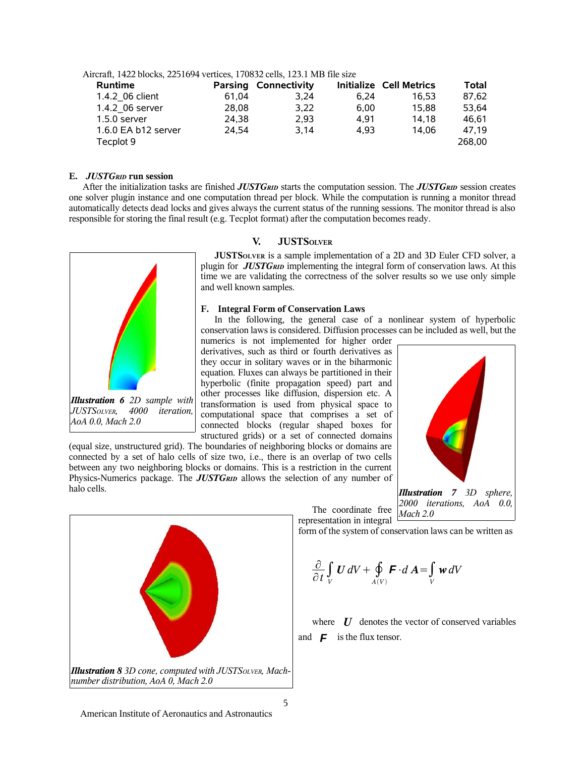Aircraft, 1422 blocks, 2251694 vertices, 170832 cells, 123.1 MB file size

| Runtime | Parsing | Connectivity | Initialize | Cell Metrics | Total |
|---|---|---|---|---|---|
| 1.4.2_06 client | 61,04 | 3,24 | 6,24 | 16,53 | 87,62 |
| 1.4.2_06 server | 28,08 | 3,22 | 6,00 | 15,88 | 53,64 |
| 1.5.0 server | 24,38 | 2,93 | 4,91 | 14,18 | 46,61 |
| 1.6.0 EA b12 server | 24,54 | 3,14 | 4,93 | 14,06 | 47,19 |
| Tecplot 9 | | | | | 268,00 |

### E. *JUSTGrid* run session

After the initialization tasks are finished ***JUSTGrid*** starts the computation session. The ***JUSTGrid*** session creates one solver plugin instance and one computation thread per block. While the computation is running a monitor thread automatically detects dead locks and gives always the current status of the running sessions. The monitor thread is also responsible for storing the final result (e.g. Tecplot format) after the computation becomes ready.

## V. JUSTSolver

**JUSTSolver** is a sample implementation of a 2D and 3D Euler CFD solver, a plugin for ***JUSTGrid*** implementing the integral form of conservation laws. At this time we are validating the correctness of the solver results so we use only simple and well known samples.

***Illustration 6*** *2D sample with JUSTSolver, 4000 iteration, AoA 0.0, Mach 2.0*

### F. Integral Form of Conservation Laws

In the following, the general case of a nonlinear system of hyperbolic conservation laws is considered. Diffusion processes can be included as well, but the numerics is not implemented for higher order derivatives, such as third or fourth derivatives as they occur in solitary waves or in the biharmonic equation. Fluxes can always be partitioned in their hyperbolic (finite propagation speed) part and other processes like diffusion, dispersion etc. A transformation is used from physical space to computational space that comprises a set of connected blocks (regular shaped boxes for structured grids) or a set of connected domains (equal size, unstructured grid). The boundaries of neighboring blocks or domains are connected by a set of halo cells of size two, i.e., there is an overlap of two cells between any two neighboring blocks or domains. This is a restriction in the current Physics-Numerics package. The ***JUSTGrid*** allows the selection of any number of halo cells.

***Illustration 7*** *3D sphere, 2000 iterations, AoA 0.0, Mach 2.0*

***Illustration 8*** *3D cone, computed with JUSTSolver, Mach-number distribution, AoA 0, Mach 2.0*

The coordinate free representation in integral form of the system of conservation laws can be written as

$$\frac{\partial}{\partial t}\int_V \boldsymbol{U}\,dV + \oint_{A(V)} \boldsymbol{F}\cdot d\,\boldsymbol{A} = \int_V \boldsymbol{w}\,dV$$

where $\boldsymbol{U}$ denotes the vector of conserved variables and $\boldsymbol{F}$ is the flux tensor.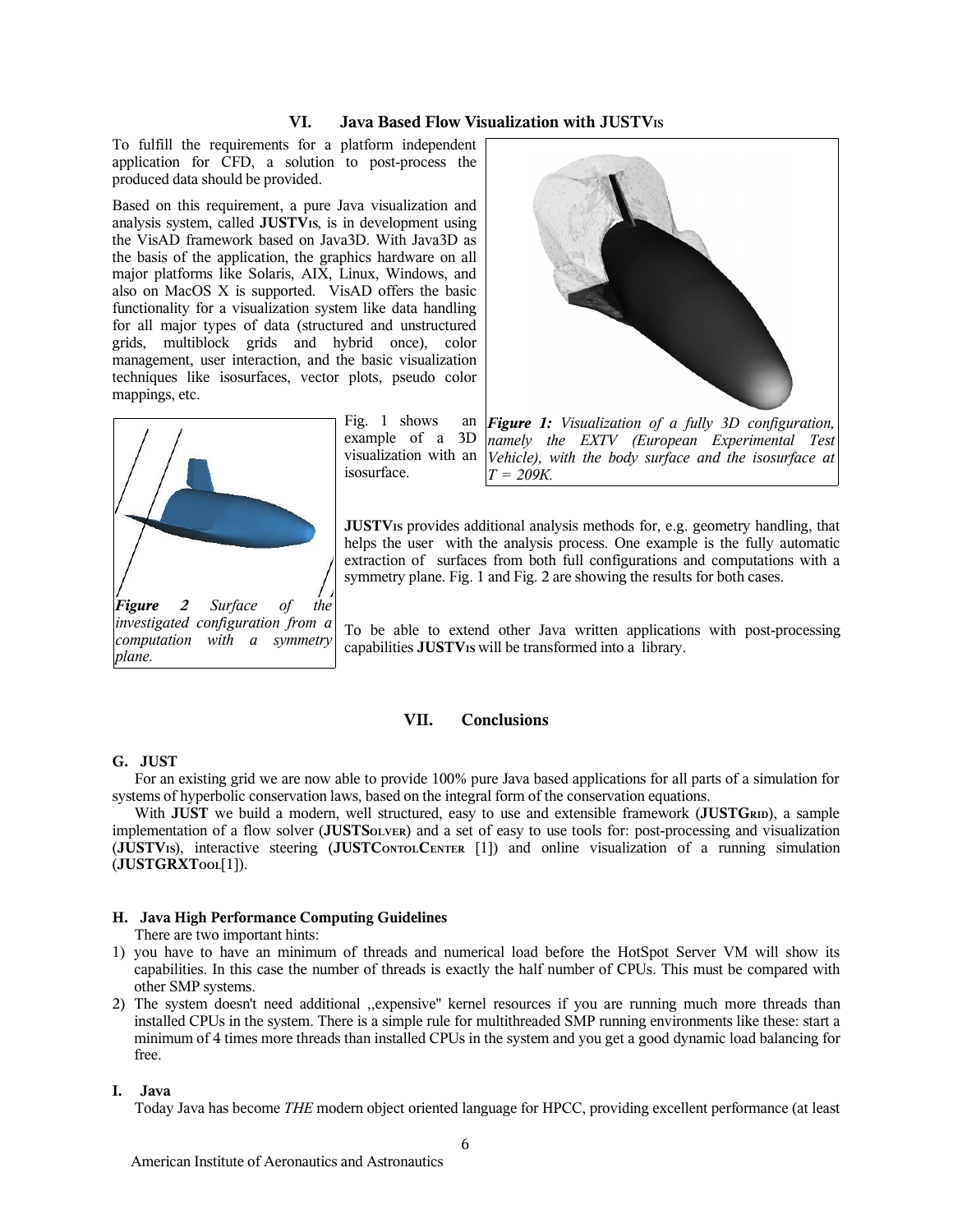## VI. Java Based Flow Visualization with JUSTVIS

To fulfill the requirements for a platform independent application for CFD, a solution to post-process the produced data should be provided.

Based on this requirement, a pure Java visualization and analysis system, called **JUSTVIS**, is in development using the VisAD framework based on Java3D. With Java3D as the basis of the application, the graphics hardware on all major platforms like Solaris, AIX, Linux, Windows, and also on MacOS X is supported. VisAD offers the basic functionality for a visualization system like data handling for all major types of data (structured and unstructured grids, multiblock grids and hybrid once), color management, user interaction, and the basic visualization techniques like isosurfaces, vector plots, pseudo color mappings, etc.

***Figure 1:*** *Visualization of a fully 3D configuration, namely the EXTV (European Experimental Test Vehicle), with the body surface and the isosurface at T = 209K.*

Fig. 1 shows an example of a 3D visualization with an isosurface.

***Figure 2*** *Surface of the investigated configuration from a computation with a symmetry plane.*

**JUSTVIS** provides additional analysis methods for, e.g. geometry handling, that helps the user with the analysis process. One example is the fully automatic extraction of surfaces from both full configurations and computations with a symmetry plane. Fig. 1 and Fig. 2 are showing the results for both cases.

To be able to extend other Java written applications with post-processing capabilities **JUSTVIS** will be transformed into a library.

## VII. Conclusions

### G. JUST

For an existing grid we are now able to provide 100% pure Java based applications for all parts of a simulation for systems of hyperbolic conservation laws, based on the integral form of the conservation equations.

With **JUST** we build a modern, well structured, easy to use and extensible framework (**JUSTGRID**), a sample implementation of a flow solver (**JUSTSOLVER**) and a set of easy to use tools for: post-processing and visualization (**JUSTVIS**), interactive steering (**JUSTCONTOLCENTER** [1]) and online visualization of a running simulation (**JUSTGRXTOOL**[1]).

### H. Java High Performance Computing Guidelines

There are two important hints:

1) you have to have an minimum of threads and numerical load before the HotSpot Server VM will show its capabilities. In this case the number of threads is exactly the half number of CPUs. This must be compared with other SMP systems.
2) The system doesn't need additional ,,expensive" kernel resources if you are running much more threads than installed CPUs in the system. There is a simple rule for multithreaded SMP running environments like these: start a minimum of 4 times more threads than installed CPUs in the system and you get a good dynamic load balancing for free.

### I. Java

Today Java has become *THE* modern object oriented language for HPCC, providing excellent performance (at least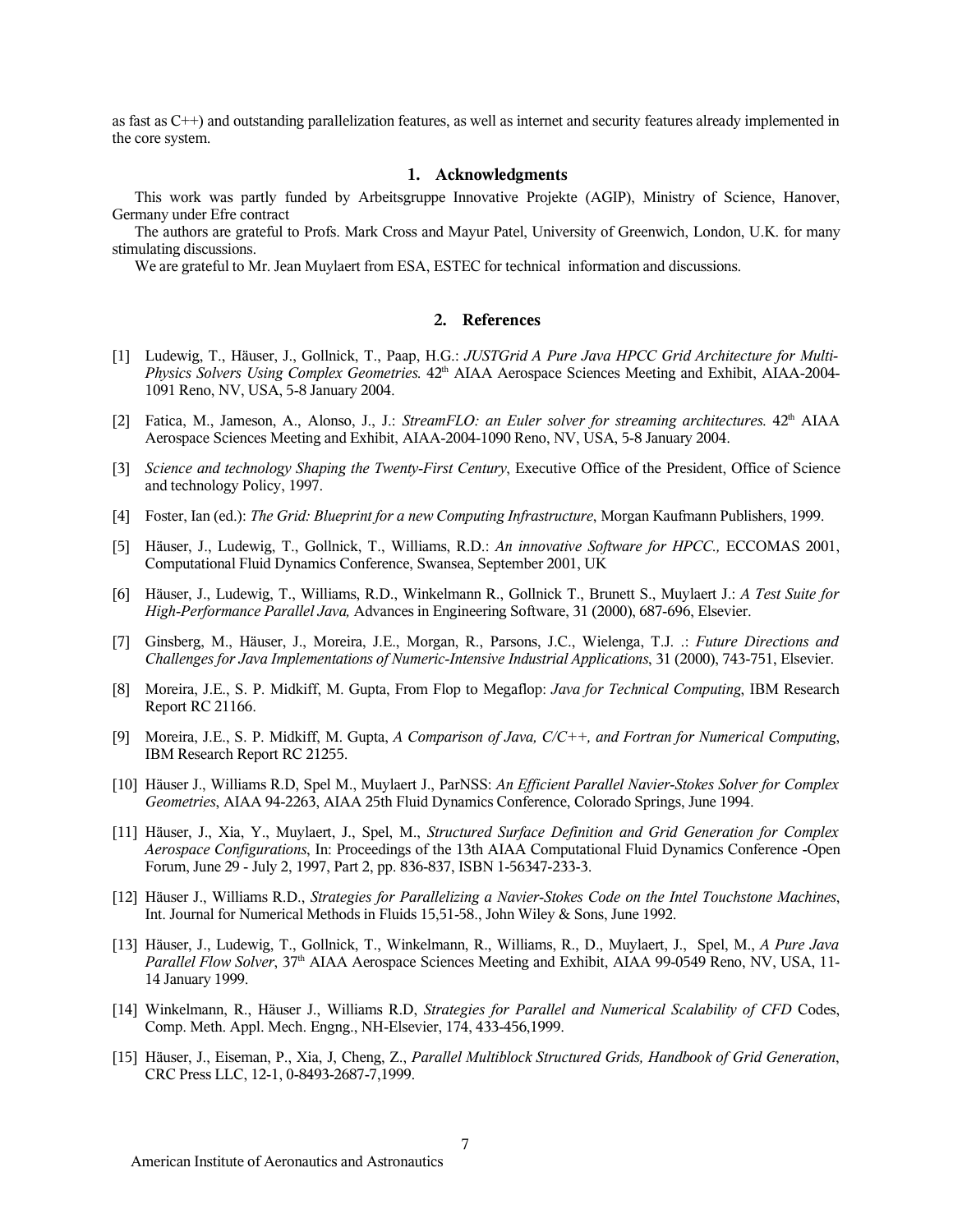as fast as C++) and outstanding parallelization features, as well as internet and security features already implemented in the core system.

## 1. Acknowledgments

This work was partly funded by Arbeitsgruppe Innovative Projekte (AGIP), Ministry of Science, Hanover, Germany under Efre contract

The authors are grateful to Profs. Mark Cross and Mayur Patel, University of Greenwich, London, U.K. for many stimulating discussions.

We are grateful to Mr. Jean Muylaert from ESA, ESTEC for technical information and discussions.

## 2. References

[1] Ludewig, T., Häuser, J., Gollnick, T., Paap, H.G.: *JUSTGrid A Pure Java HPCC Grid Architecture for Multi-Physics Solvers Using Complex Geometries.* 42th AIAA Aerospace Sciences Meeting and Exhibit, AIAA-2004-1091 Reno, NV, USA, 5-8 January 2004.

[2] Fatica, M., Jameson, A., Alonso, J., J.: *StreamFLO: an Euler solver for streaming architectures.* 42th AIAA Aerospace Sciences Meeting and Exhibit, AIAA-2004-1090 Reno, NV, USA, 5-8 January 2004.

[3] *Science and technology Shaping the Twenty-First Century*, Executive Office of the President, Office of Science and technology Policy, 1997.

[4] Foster, Ian (ed.): *The Grid: Blueprint for a new Computing Infrastructure*, Morgan Kaufmann Publishers, 1999.

[5] Häuser, J., Ludewig, T., Gollnick, T., Williams, R.D.: *An innovative Software for HPCC.,* ECCOMAS 2001, Computational Fluid Dynamics Conference, Swansea, September 2001, UK

[6] Häuser, J., Ludewig, T., Williams, R.D., Winkelmann R., Gollnick T., Brunett S., Muylaert J.: *A Test Suite for High-Performance Parallel Java,* Advances in Engineering Software, 31 (2000), 687-696, Elsevier.

[7] Ginsberg, M., Häuser, J., Moreira, J.E., Morgan, R., Parsons, J.C., Wielenga, T.J. .: *Future Directions and Challenges for Java Implementations of Numeric-Intensive Industrial Applications*, 31 (2000), 743-751, Elsevier.

[8] Moreira, J.E., S. P. Midkiff, M. Gupta, From Flop to Megaflop: *Java for Technical Computing*, IBM Research Report RC 21166.

[9] Moreira, J.E., S. P. Midkiff, M. Gupta, *A Comparison of Java, C/C++, and Fortran for Numerical Computing*, IBM Research Report RC 21255.

[10] Häuser J., Williams R.D, Spel M., Muylaert J., ParNSS: *An Efficient Parallel Navier-Stokes Solver for Complex Geometries*, AIAA 94-2263, AIAA 25th Fluid Dynamics Conference, Colorado Springs, June 1994.

[11] Häuser, J., Xia, Y., Muylaert, J., Spel, M., *Structured Surface Definition and Grid Generation for Complex Aerospace Configurations*, In: Proceedings of the 13th AIAA Computational Fluid Dynamics Conference -Open Forum, June 29 - July 2, 1997, Part 2, pp. 836-837, ISBN 1-56347-233-3.

[12] Häuser J., Williams R.D., *Strategies for Parallelizing a Navier-Stokes Code on the Intel Touchstone Machines*, Int. Journal for Numerical Methods in Fluids 15,51-58., John Wiley & Sons, June 1992.

[13] Häuser, J., Ludewig, T., Gollnick, T., Winkelmann, R., Williams, R., D., Muylaert, J., Spel, M., *A Pure Java Parallel Flow Solver*, 37th AIAA Aerospace Sciences Meeting and Exhibit, AIAA 99-0549 Reno, NV, USA, 11-14 January 1999.

[14] Winkelmann, R., Häuser J., Williams R.D, *Strategies for Parallel and Numerical Scalability of CFD* Codes, Comp. Meth. Appl. Mech. Engng., NH-Elsevier, 174, 433-456,1999.

[15] Häuser, J., Eiseman, P., Xia, J, Cheng, Z., *Parallel Multiblock Structured Grids, Handbook of Grid Generation*, CRC Press LLC, 12-1, 0-8493-2687-7,1999.